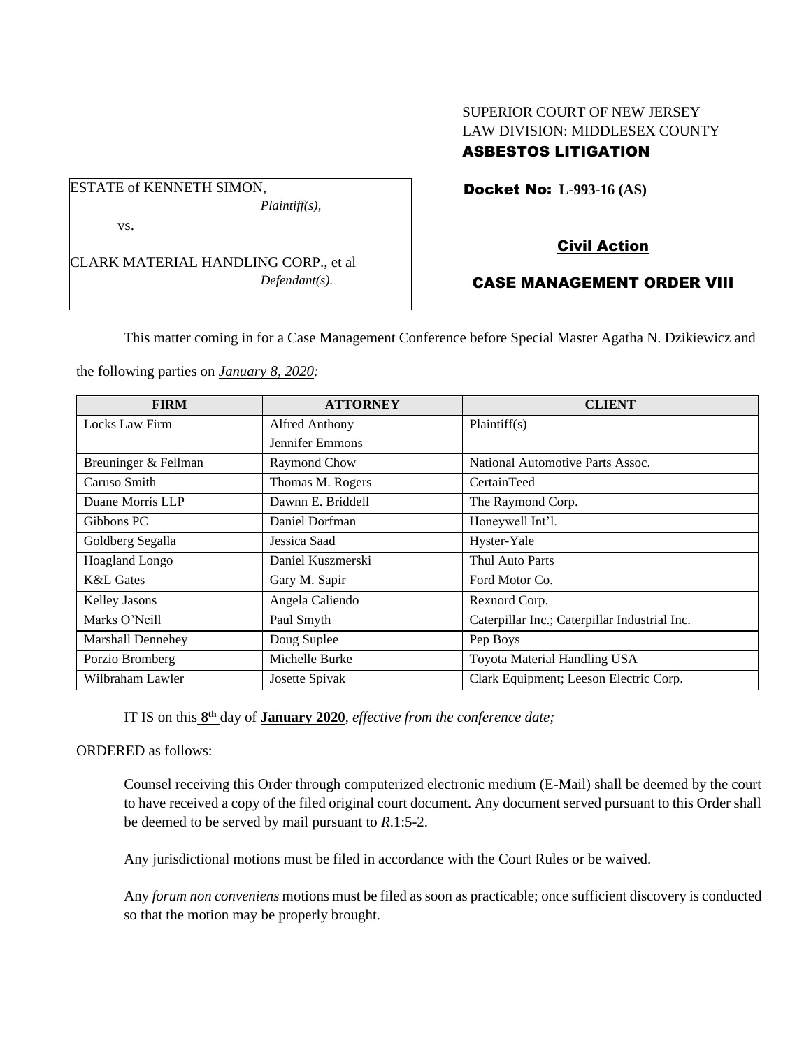SUPERIOR COURT OF NEW JERSEY
LAW DIVISION: MIDDLESEX COUNTY
**ASBESTOS LITIGATION**

ESTATE of KENNETH SIMON,
*Plaintiff(s),*

vs.

CLARK MATERIAL HANDLING CORP., et al
*Defendant(s).*

**Docket No: L-993-16 (AS)**

**Civil Action**

**CASE MANAGEMENT ORDER VIII**

This matter coming in for a Case Management Conference before Special Master Agatha N. Dzikiewicz and the following parties on *January 8, 2020:*

| FIRM | ATTORNEY | CLIENT |
|---|---|---|
| Locks Law Firm | Alfred Anthony<br>Jennifer Emmons | Plaintiff(s) |
| Breuninger & Fellman | Raymond Chow | National Automotive Parts Assoc. |
| Caruso Smith | Thomas M. Rogers | CertainTeed |
| Duane Morris LLP | Dawnn E. Briddell | The Raymond Corp. |
| Gibbons PC | Daniel Dorfman | Honeywell Int'l. |
| Goldberg Segalla | Jessica Saad | Hyster-Yale |
| Hoagland Longo | Daniel Kuszmerski | Thul Auto Parts |
| K&L Gates | Gary M. Sapir | Ford Motor Co. |
| Kelley Jasons | Angela Caliendo | Rexnord Corp. |
| Marks O'Neill | Paul Smyth | Caterpillar Inc.; Caterpillar Industrial Inc. |
| Marshall Dennehey | Doug Suplee | Pep Boys |
| Porzio Bromberg | Michelle Burke | Toyota Material Handling USA |
| Wilbraham Lawler | Josette Spivak | Clark Equipment; Leeson Electric Corp. |

IT IS on this **8th** day of **January 2020**, *effective from the conference date;*

ORDERED as follows:

Counsel receiving this Order through computerized electronic medium (E-Mail) shall be deemed by the court to have received a copy of the filed original court document. Any document served pursuant to this Order shall be deemed to be served by mail pursuant to *R*.1:5-2.

Any jurisdictional motions must be filed in accordance with the Court Rules or be waived.

Any *forum non conveniens* motions must be filed as soon as practicable; once sufficient discovery is conducted so that the motion may be properly brought.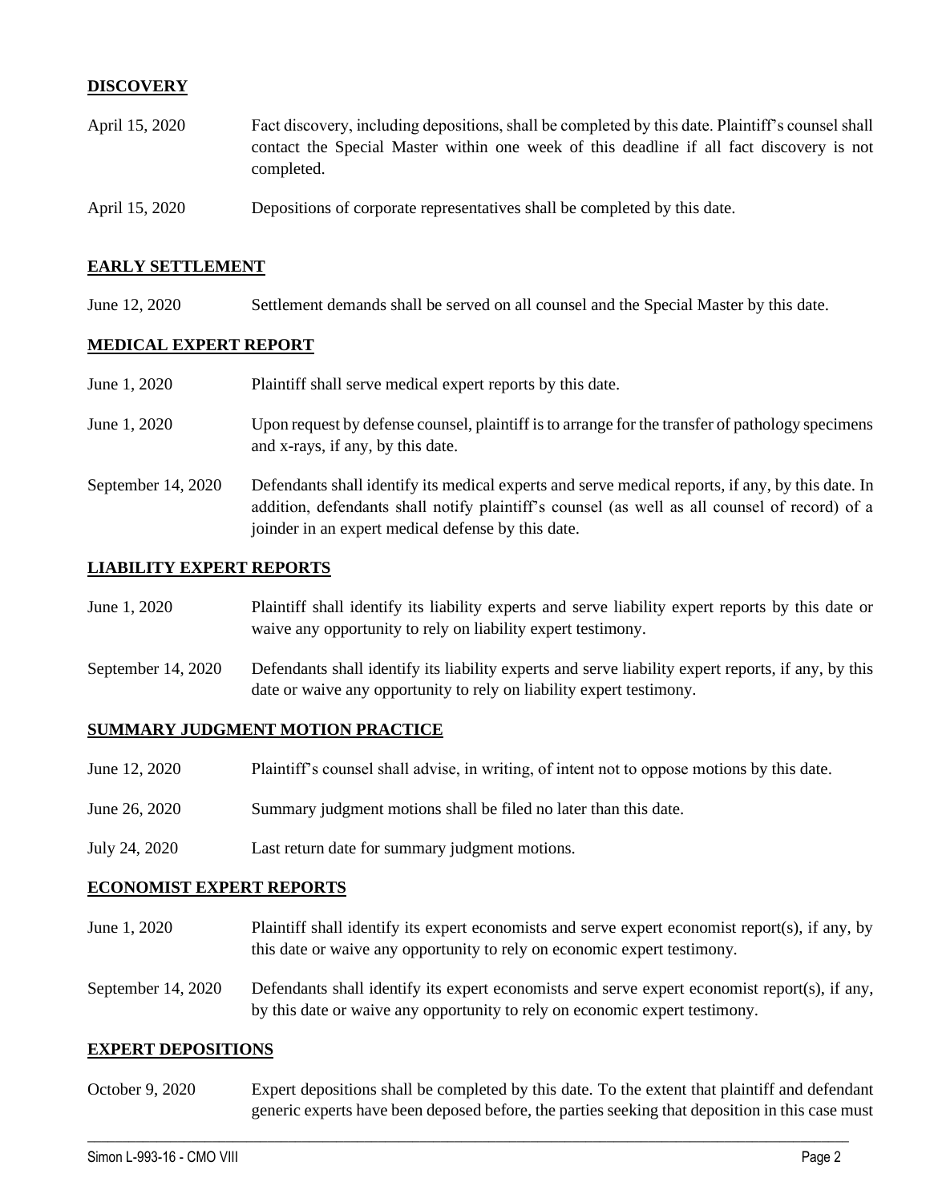## DISCOVERY

| | |
|---|---|
| April 15, 2020 | Fact discovery, including depositions, shall be completed by this date. Plaintiff's counsel shall contact the Special Master within one week of this deadline if all fact discovery is not completed. |
| April 15, 2020 | Depositions of corporate representatives shall be completed by this date. |

## EARLY SETTLEMENT

| | |
|---|---|
| June 12, 2020 | Settlement demands shall be served on all counsel and the Special Master by this date. |

## MEDICAL EXPERT REPORT

| | |
|---|---|
| June 1, 2020 | Plaintiff shall serve medical expert reports by this date. |
| June 1, 2020 | Upon request by defense counsel, plaintiff is to arrange for the transfer of pathology specimens and x-rays, if any, by this date. |
| September 14, 2020 | Defendants shall identify its medical experts and serve medical reports, if any, by this date. In addition, defendants shall notify plaintiff's counsel (as well as all counsel of record) of a joinder in an expert medical defense by this date. |

## LIABILITY EXPERT REPORTS

| | |
|---|---|
| June 1, 2020 | Plaintiff shall identify its liability experts and serve liability expert reports by this date or waive any opportunity to rely on liability expert testimony. |
| September 14, 2020 | Defendants shall identify its liability experts and serve liability expert reports, if any, by this date or waive any opportunity to rely on liability expert testimony. |

## SUMMARY JUDGMENT MOTION PRACTICE

| | |
|---|---|
| June 12, 2020 | Plaintiff's counsel shall advise, in writing, of intent not to oppose motions by this date. |
| June 26, 2020 | Summary judgment motions shall be filed no later than this date. |
| July 24, 2020 | Last return date for summary judgment motions. |

## ECONOMIST EXPERT REPORTS

| | |
|---|---|
| June 1, 2020 | Plaintiff shall identify its expert economists and serve expert economist report(s), if any, by this date or waive any opportunity to rely on economic expert testimony. |
| September 14, 2020 | Defendants shall identify its expert economists and serve expert economist report(s), if any, by this date or waive any opportunity to rely on economic expert testimony. |

## EXPERT DEPOSITIONS

| | |
|---|---|
| October 9, 2020 | Expert depositions shall be completed by this date. To the extent that plaintiff and defendant generic experts have been deposed before, the parties seeking that deposition in this case must |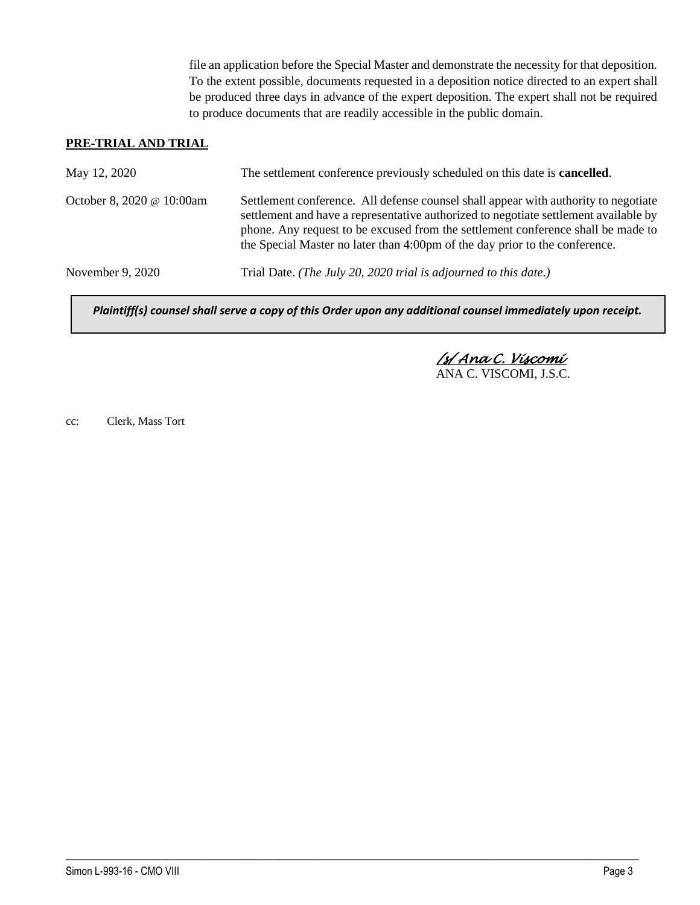file an application before the Special Master and demonstrate the necessity for that deposition. To the extent possible, documents requested in a deposition notice directed to an expert shall be produced three days in advance of the expert deposition. The expert shall not be required to produce documents that are readily accessible in the public domain.

**PRE-TRIAL AND TRIAL**

| | |
|---|---|
| May 12, 2020 | The settlement conference previously scheduled on this date is **cancelled**. |
| October 8, 2020 @ 10:00am | Settlement conference. All defense counsel shall appear with authority to negotiate settlement and have a representative authorized to negotiate settlement available by phone. Any request to be excused from the settlement conference shall be made to the Special Master no later than 4:00pm of the day prior to the conference. |
| November 9, 2020 | Trial Date. *(The July 20, 2020 trial is adjourned to this date.)* |

***Plaintiff(s) counsel shall serve a copy of this Order upon any additional counsel immediately upon receipt.***

*/s/ Ana C. Viscomi*
ANA C. VISCOMI, J.S.C.

cc: Clerk, Mass Tort